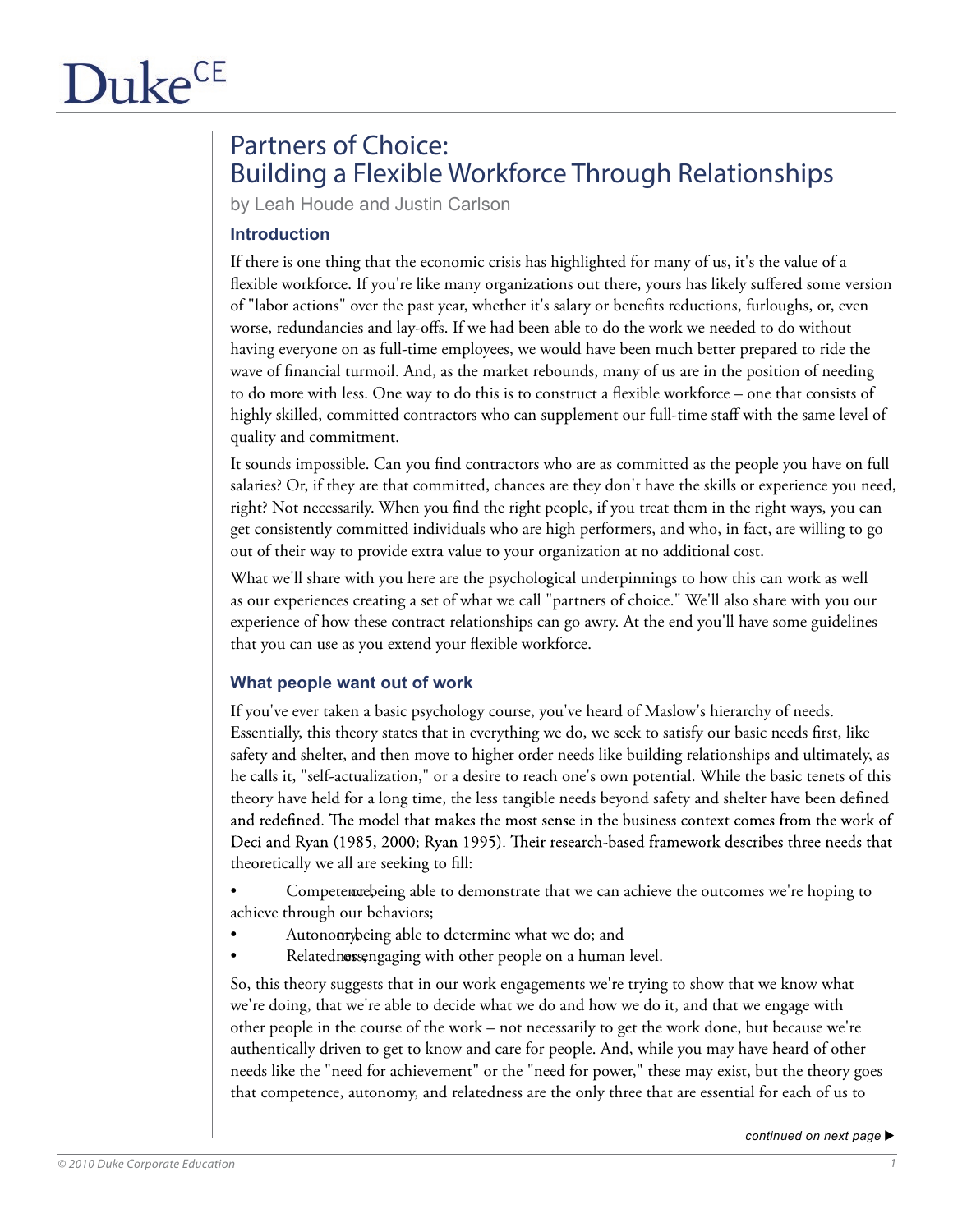# Partners of Choice: Building a Flexible Workforce Through Relationships

by Leah Houde and Justin Carlson

## Introduction

If there is one thing that the economic crisis has highlighted for many of us, it's the value of a flexible workforce. If you're like many organizations out there, yours has likely suffered some version of "labor actions" over the past year, whether it's salary or benefits reductions, furloughs, or, even worse, redundancies and lay-offs. If we had been able to do the work we needed to do without having everyone on as full-time employees, we would have been much better prepared to ride the wave of financial turmoil. And, as the market rebounds, many of us are in the position of needing to do more with less. One way to do this is to construct a flexible workforce – one that consists of highly skilled, committed contractors who can supplement our full-time staff with the same level of quality and commitment.

It sounds impossible. Can you find contractors who are as committed as the people you have on full salaries? Or, if they are that committed, chances are they don't have the skills or experience you need, right? Not necessarily. When you find the right people, if you treat them in the right ways, you can get consistently committed individuals who are high performers, and who, in fact, are willing to go out of their way to provide extra value to your organization at no additional cost.

What we'll share with you here are the psychological underpinnings to how this can work as well as our experiences creating a set of what we call "partners of choice." We'll also share with you our experience of how these contract relationships can go awry. At the end you'll have some guidelines that you can use as you extend your flexible workforce.

## What people want out of work

If you've ever taken a basic psychology course, you've heard of Maslow's hierarchy of needs. Essentially, this theory states that in everything we do, we seek to satisfy our basic needs first, like safety and shelter, and then move to higher order needs like building relationships and ultimately, as he calls it, "self-actualization," or a desire to reach one's own potential. While the basic tenets of this theory have held for a long time, the less tangible needs beyond safety and shelter have been defined and redefined. The model that makes the most sense in the business context comes from the work of Deci and Ryan (1985, 2000; Ryan 1995). Their research-based framework describes three needs that theoretically we all are seeking to fill:

- Competence, or being able to demonstrate that we can achieve the outcomes we're hoping to achieve through our behaviors;
- Autonomy, or being able to determine what we do; and
- Relatedness, or engaging with other people on a human level.

So, this theory suggests that in our work engagements we're trying to show that we know what we're doing, that we're able to decide what we do and how we do it, and that we engage with other people in the course of the work – not necessarily to get the work done, but because we're authentically driven to get to know and care for people. And, while you may have heard of other needs like the "need for achievement" or the "need for power," these may exist, but the theory goes that competence, autonomy, and relatedness are the only three that are essential for each of us to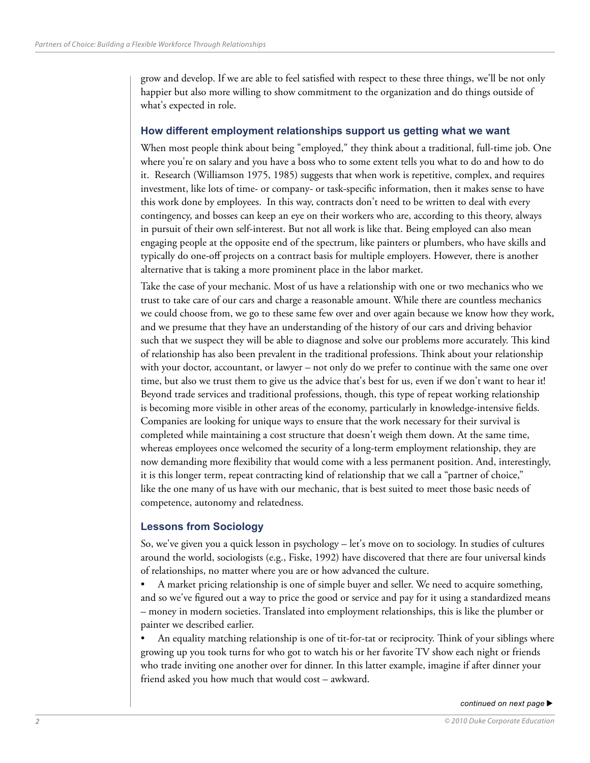grow and develop. If we are able to feel satisfied with respect to these three things, we'll be not only happier but also more willing to show commitment to the organization and do things outside of what's expected in role.

### How different employment relationships support us getting what we want

When most people think about being "employed," they think about a traditional, full-time job. One where you're on salary and you have a boss who to some extent tells you what to do and how to do it. Research (Williamson 1975, 1985) suggests that when work is repetitive, complex, and requires investment, like lots of time- or company- or task-specific information, then it makes sense to have this work done by employees. In this way, contracts don't need to be written to deal with every contingency, and bosses can keep an eye on their workers who are, according to this theory, always in pursuit of their own self-interest. But not all work is like that. Being employed can also mean engaging people at the opposite end of the spectrum, like painters or plumbers, who have skills and typically do one-off projects on a contract basis for multiple employers. However, there is another alternative that is taking a more prominent place in the labor market.

Take the case of your mechanic. Most of us have a relationship with one or two mechanics who we trust to take care of our cars and charge a reasonable amount. While there are countless mechanics we could choose from, we go to these same few over and over again because we know how they work, and we presume that they have an understanding of the history of our cars and driving behavior such that we suspect they will be able to diagnose and solve our problems more accurately. This kind of relationship has also been prevalent in the traditional professions. Think about your relationship with your doctor, accountant, or lawyer – not only do we prefer to continue with the same one over time, but also we trust them to give us the advice that's best for us, even if we don't want to hear it! Beyond trade services and traditional professions, though, this type of repeat working relationship is becoming more visible in other areas of the economy, particularly in knowledge-intensive fields. Companies are looking for unique ways to ensure that the work necessary for their survival is completed while maintaining a cost structure that doesn't weigh them down. At the same time, whereas employees once welcomed the security of a long-term employment relationship, they are now demanding more flexibility that would come with a less permanent position. And, interestingly, it is this longer term, repeat contracting kind of relationship that we call a "partner of choice," like the one many of us have with our mechanic, that is best suited to meet those basic needs of competence, autonomy and relatedness.

### Lessons from Sociology

So, we've given you a quick lesson in psychology – let's move on to sociology. In studies of cultures around the world, sociologists (e.g., Fiske, 1992) have discovered that there are four universal kinds of relationships, no matter where you are or how advanced the culture.

- A market pricing relationship is one of simple buyer and seller. We need to acquire something, and so we've figured out a way to price the good or service and pay for it using a standardized means – money in modern societies. Translated into employment relationships, this is like the plumber or painter we described earlier.
- An equality matching relationship is one of tit-for-tat or reciprocity. Think of your siblings where growing up you took turns for who got to watch his or her favorite TV show each night or friends who trade inviting one another over for dinner. In this latter example, imagine if after dinner your friend asked you how much that would cost – awkward.

*continued on next page ▶*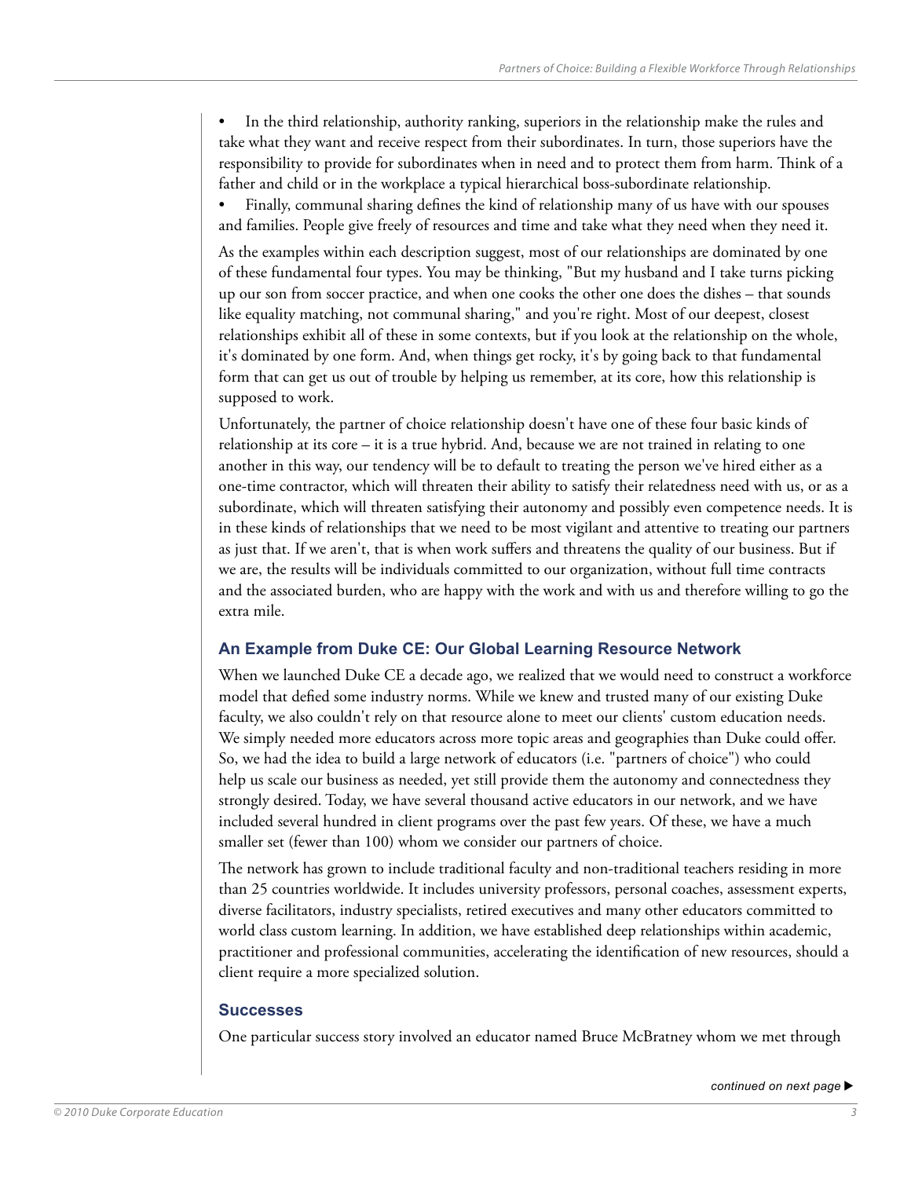- In the third relationship, authority ranking, superiors in the relationship make the rules and take what they want and receive respect from their subordinates. In turn, those superiors have the responsibility to provide for subordinates when in need and to protect them from harm. Think of a father and child or in the workplace a typical hierarchical boss-subordinate relationship.
- Finally, communal sharing defines the kind of relationship many of us have with our spouses and families. People give freely of resources and time and take what they need when they need it.

As the examples within each description suggest, most of our relationships are dominated by one of these fundamental four types. You may be thinking, "But my husband and I take turns picking up our son from soccer practice, and when one cooks the other one does the dishes – that sounds like equality matching, not communal sharing," and you're right. Most of our deepest, closest relationships exhibit all of these in some contexts, but if you look at the relationship on the whole, it's dominated by one form. And, when things get rocky, it's by going back to that fundamental form that can get us out of trouble by helping us remember, at its core, how this relationship is supposed to work.

Unfortunately, the partner of choice relationship doesn't have one of these four basic kinds of relationship at its core – it is a true hybrid. And, because we are not trained in relating to one another in this way, our tendency will be to default to treating the person we've hired either as a one-time contractor, which will threaten their ability to satisfy their relatedness need with us, or as a subordinate, which will threaten satisfying their autonomy and possibly even competence needs. It is in these kinds of relationships that we need to be most vigilant and attentive to treating our partners as just that. If we aren't, that is when work suffers and threatens the quality of our business. But if we are, the results will be individuals committed to our organization, without full time contracts and the associated burden, who are happy with the work and with us and therefore willing to go the extra mile.

### An Example from Duke CE: Our Global Learning Resource Network

When we launched Duke CE a decade ago, we realized that we would need to construct a workforce model that defied some industry norms. While we knew and trusted many of our existing Duke faculty, we also couldn't rely on that resource alone to meet our clients' custom education needs. We simply needed more educators across more topic areas and geographies than Duke could offer. So, we had the idea to build a large network of educators (i.e. "partners of choice") who could help us scale our business as needed, yet still provide them the autonomy and connectedness they strongly desired. Today, we have several thousand active educators in our network, and we have included several hundred in client programs over the past few years. Of these, we have a much smaller set (fewer than 100) whom we consider our partners of choice.

The network has grown to include traditional faculty and non-traditional teachers residing in more than 25 countries worldwide. It includes university professors, personal coaches, assessment experts, diverse facilitators, industry specialists, retired executives and many other educators committed to world class custom learning. In addition, we have established deep relationships within academic, practitioner and professional communities, accelerating the identification of new resources, should a client require a more specialized solution.

### Successes

One particular success story involved an educator named Bruce McBratney whom we met through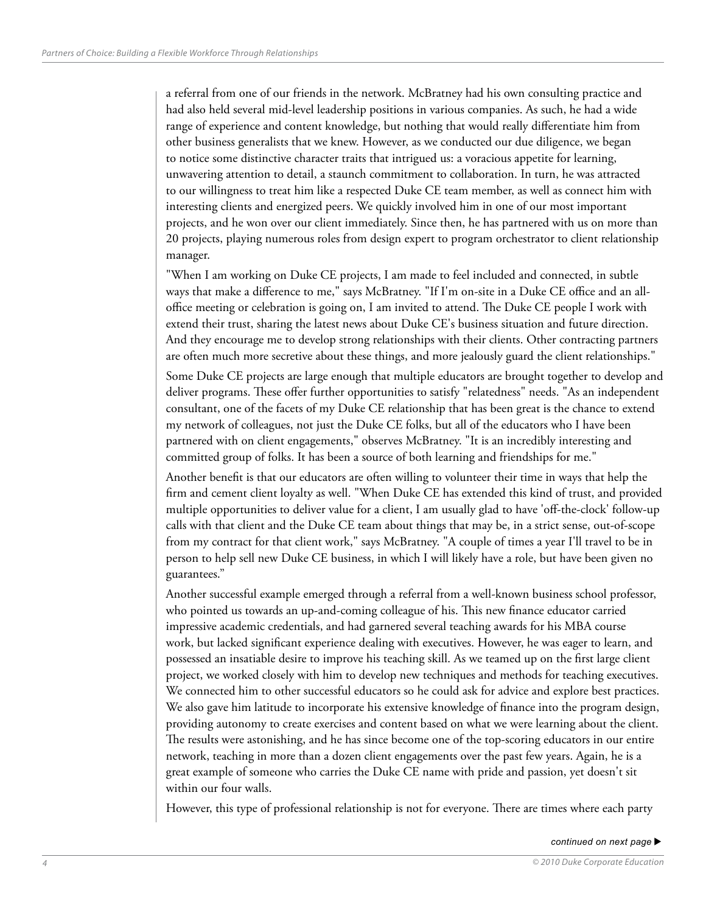a referral from one of our friends in the network. McBratney had his own consulting practice and had also held several mid-level leadership positions in various companies. As such, he had a wide range of experience and content knowledge, but nothing that would really differentiate him from other business generalists that we knew. However, as we conducted our due diligence, we began to notice some distinctive character traits that intrigued us: a voracious appetite for learning, unwavering attention to detail, a staunch commitment to collaboration. In turn, he was attracted to our willingness to treat him like a respected Duke CE team member, as well as connect him with interesting clients and energized peers. We quickly involved him in one of our most important projects, and he won over our client immediately. Since then, he has partnered with us on more than 20 projects, playing numerous roles from design expert to program orchestrator to client relationship manager.

"When I am working on Duke CE projects, I am made to feel included and connected, in subtle ways that make a difference to me," says McBratney. "If I'm on-site in a Duke CE office and an all-office meeting or celebration is going on, I am invited to attend. The Duke CE people I work with extend their trust, sharing the latest news about Duke CE's business situation and future direction. And they encourage me to develop strong relationships with their clients. Other contracting partners are often much more secretive about these things, and more jealously guard the client relationships."

Some Duke CE projects are large enough that multiple educators are brought together to develop and deliver programs. These offer further opportunities to satisfy "relatedness" needs. "As an independent consultant, one of the facets of my Duke CE relationship that has been great is the chance to extend my network of colleagues, not just the Duke CE folks, but all of the educators who I have been partnered with on client engagements," observes McBratney. "It is an incredibly interesting and committed group of folks. It has been a source of both learning and friendships for me."

Another benefit is that our educators are often willing to volunteer their time in ways that help the firm and cement client loyalty as well. "When Duke CE has extended this kind of trust, and provided multiple opportunities to deliver value for a client, I am usually glad to have 'off-the-clock' follow-up calls with that client and the Duke CE team about things that may be, in a strict sense, out-of-scope from my contract for that client work," says McBratney. "A couple of times a year I'll travel to be in person to help sell new Duke CE business, in which I will likely have a role, but have been given no guarantees."

Another successful example emerged through a referral from a well-known business school professor, who pointed us towards an up-and-coming colleague of his. This new finance educator carried impressive academic credentials, and had garnered several teaching awards for his MBA course work, but lacked significant experience dealing with executives. However, he was eager to learn, and possessed an insatiable desire to improve his teaching skill. As we teamed up on the first large client project, we worked closely with him to develop new techniques and methods for teaching executives. We connected him to other successful educators so he could ask for advice and explore best practices. We also gave him latitude to incorporate his extensive knowledge of finance into the program design, providing autonomy to create exercises and content based on what we were learning about the client. The results were astonishing, and he has since become one of the top-scoring educators in our entire network, teaching in more than a dozen client engagements over the past few years. Again, he is a great example of someone who carries the Duke CE name with pride and passion, yet doesn't sit within our four walls.

However, this type of professional relationship is not for everyone. There are times where each party

*continued on next page ▶*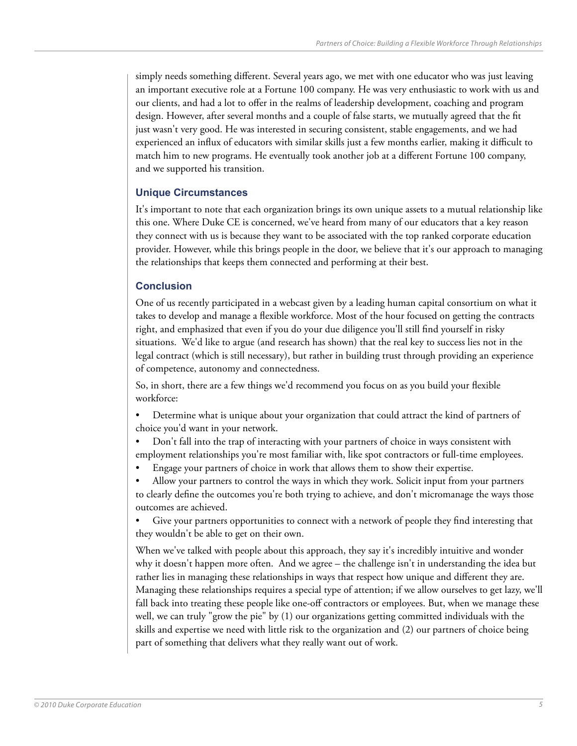simply needs something different. Several years ago, we met with one educator who was just leaving an important executive role at a Fortune 100 company. He was very enthusiastic to work with us and our clients, and had a lot to offer in the realms of leadership development, coaching and program design. However, after several months and a couple of false starts, we mutually agreed that the fit just wasn't very good. He was interested in securing consistent, stable engagements, and we had experienced an influx of educators with similar skills just a few months earlier, making it difficult to match him to new programs. He eventually took another job at a different Fortune 100 company, and we supported his transition.

### Unique Circumstances

It's important to note that each organization brings its own unique assets to a mutual relationship like this one. Where Duke CE is concerned, we've heard from many of our educators that a key reason they connect with us is because they want to be associated with the top ranked corporate education provider. However, while this brings people in the door, we believe that it's our approach to managing the relationships that keeps them connected and performing at their best.

### Conclusion

One of us recently participated in a webcast given by a leading human capital consortium on what it takes to develop and manage a flexible workforce. Most of the hour focused on getting the contracts right, and emphasized that even if you do your due diligence you'll still find yourself in risky situations. We'd like to argue (and research has shown) that the real key to success lies not in the legal contract (which is still necessary), but rather in building trust through providing an experience of competence, autonomy and connectedness.

So, in short, there are a few things we'd recommend you focus on as you build your flexible workforce:

- Determine what is unique about your organization that could attract the kind of partners of choice you'd want in your network.
- Don't fall into the trap of interacting with your partners of choice in ways consistent with employment relationships you're most familiar with, like spot contractors or full-time employees.
- Engage your partners of choice in work that allows them to show their expertise.
- Allow your partners to control the ways in which they work. Solicit input from your partners to clearly define the outcomes you're both trying to achieve, and don't micromanage the ways those outcomes are achieved.
- Give your partners opportunities to connect with a network of people they find interesting that they wouldn't be able to get on their own.

When we've talked with people about this approach, they say it's incredibly intuitive and wonder why it doesn't happen more often. And we agree – the challenge isn't in understanding the idea but rather lies in managing these relationships in ways that respect how unique and different they are. Managing these relationships requires a special type of attention; if we allow ourselves to get lazy, we'll fall back into treating these people like one-off contractors or employees. But, when we manage these well, we can truly "grow the pie" by (1) our organizations getting committed individuals with the skills and expertise we need with little risk to the organization and (2) our partners of choice being part of something that delivers what they really want out of work.